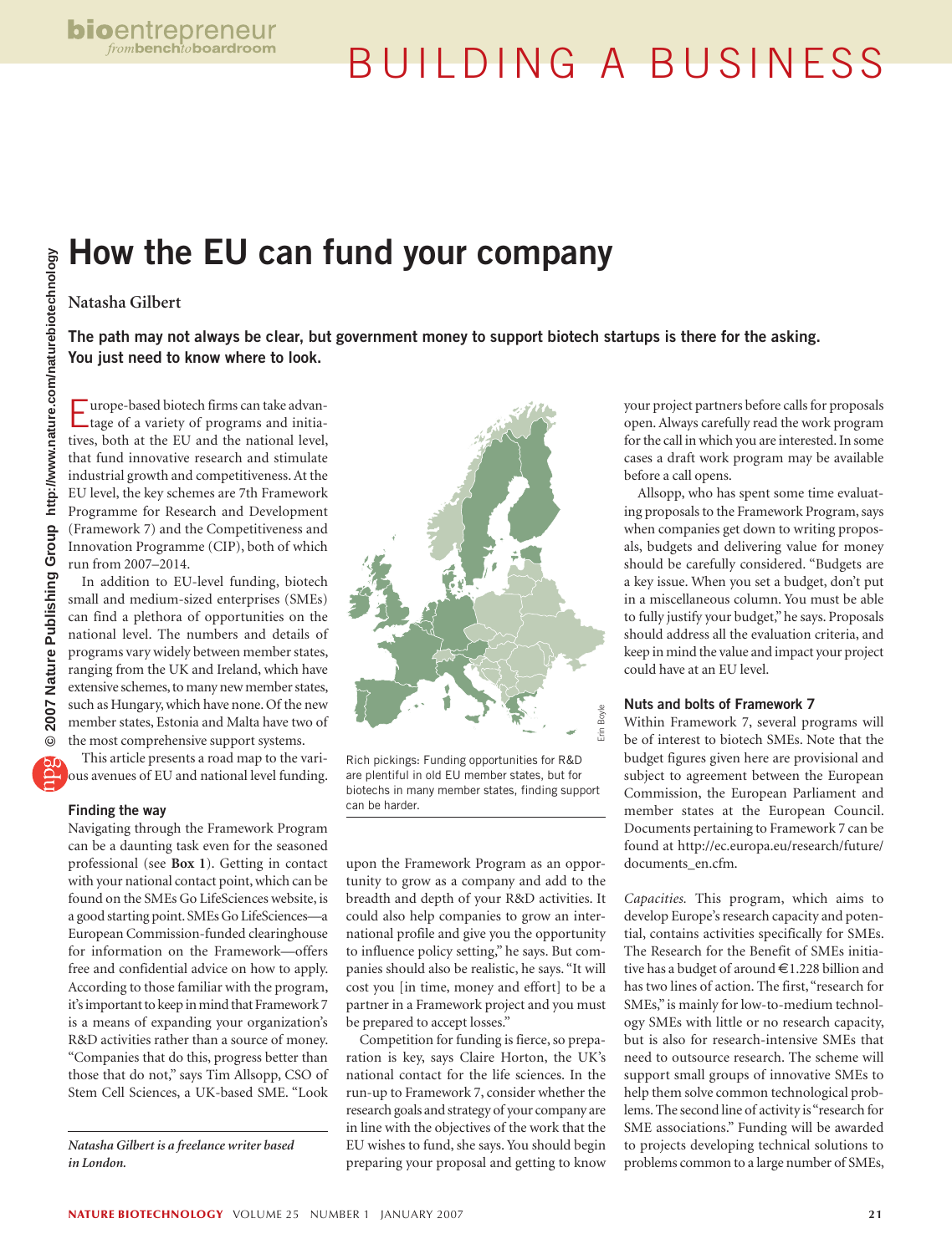# How the EU can fund your company

**Natasha Gilbert**

**The path may not always be clear, but government money to support biotech startups is there for the asking. You just need to know where to look.**

Europe-based biotech firms can take advantage of a variety of programs and initiatives, both at the EU and the national level, that fund innovative research and stimulate industrial growth and competitiveness. At the EU level, the key schemes are 7th Framework Programme for Research and Development (Framework 7) and the Competitiveness and Innovation Programme (CIP), both of which run from 2007–2014.

In addition to EU-level funding, biotech small and medium-sized enterprises (SMEs) can find a plethora of opportunities on the national level. The numbers and details of programs vary widely between member states, ranging from the UK and Ireland, which have extensive schemes, to many new member states, such as Hungary, which have none. Of the new member states, Estonia and Malta have two of the most comprehensive support systems.

This article presents a road map to the various avenues of EU and national level funding.

## Finding the way

Navigating through the Framework Program can be a daunting task even for the seasoned professional (see **Box 1**). Getting in contact with your national contact point, which can be found on the SMEs Go LifeSciences website, is a good starting point. SMEs Go LifeSciences—a European Commission-funded clearinghouse for information on the Framework—offers free and confidential advice on how to apply. According to those familiar with the program, it's important to keep in mind that Framework 7 is a means of expanding your organization's R&D activities rather than a source of money. "Companies that do this, progress better than those that do not," says Tim Allsopp, CSO of Stem Cell Sciences, a UK-based SME. "Look upon the Framework Program as an opportunity to grow as a company and add to the breadth and depth of your R&D activities. It could also help companies to grow an international profile and give you the opportunity to influence policy setting," he says. But companies should also be realistic, he says. "It will cost you [in time, money and effort] to be a partner in a Framework project and you must be prepared to accept losses."

Rich pickings: Funding opportunities for R&D are plentiful in old EU member states, but for biotechs in many member states, finding support can be harder.

Competition for funding is fierce, so preparation is key, says Claire Horton, the UK's national contact for the life sciences. In the run-up to Framework 7, consider whether the research goals and strategy of your company are in line with the objectives of the work that the EU wishes to fund, she says. You should begin preparing your proposal and getting to know your project partners before calls for proposals open. Always carefully read the work program for the call in which you are interested. In some cases a draft work program may be available before a call opens.

Allsopp, who has spent some time evaluating proposals to the Framework Program, says when companies get down to writing proposals, budgets and delivering value for money should be carefully considered. "Budgets are a key issue. When you set a budget, don't put in a miscellaneous column. You must be able to fully justify your budget," he says. Proposals should address all the evaluation criteria, and keep in mind the value and impact your project could have at an EU level.

## Nuts and bolts of Framework 7

Within Framework 7, several programs will be of interest to biotech SMEs. Note that the budget figures given here are provisional and subject to agreement between the European Commission, the European Parliament and member states at the European Council. Documents pertaining to Framework 7 can be found at http://ec.europa.eu/research/future/documents_en.cfm.

*Capacities.* This program, which aims to develop Europe's research capacity and potential, contains activities specifically for SMEs. The Research for the Benefit of SMEs initiative has a budget of around €1.228 billion and has two lines of action. The first, "research for SMEs," is mainly for low-to-medium technology SMEs with little or no research capacity, but is also for research-intensive SMEs that need to outsource research. The scheme will support small groups of innovative SMEs to help them solve common technological problems. The second line of activity is "research for SME associations." Funding will be awarded to projects developing technical solutions to problems common to a large number of SMEs,

*Natasha Gilbert is a freelance writer based in London.*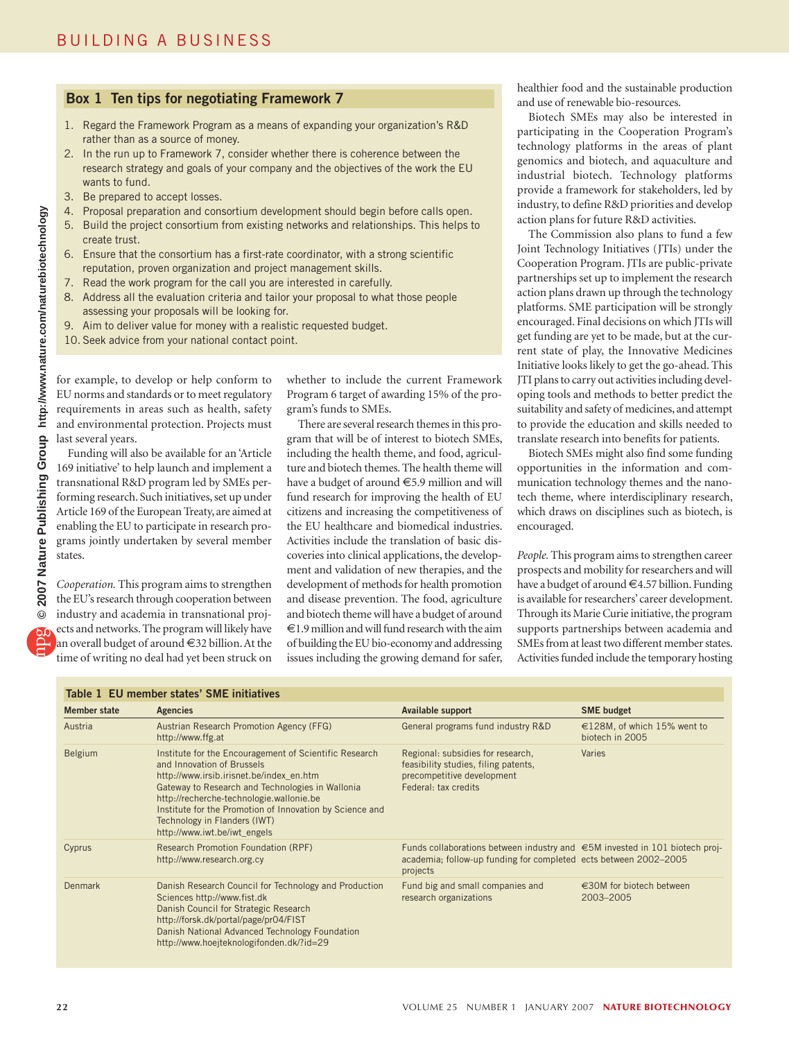## Box 1 Ten tips for negotiating Framework 7

1. Regard the Framework Program as a means of expanding your organization's R&D rather than as a source of money.
2. In the run up to Framework 7, consider whether there is coherence between the research strategy and goals of your company and the objectives of the work the EU wants to fund.
3. Be prepared to accept losses.
4. Proposal preparation and consortium development should begin before calls open.
5. Build the project consortium from existing networks and relationships. This helps to create trust.
6. Ensure that the consortium has a first-rate coordinator, with a strong scientific reputation, proven organization and project management skills.
7. Read the work program for the call you are interested in carefully.
8. Address all the evaluation criteria and tailor your proposal to what those people assessing your proposals will be looking for.
9. Aim to deliver value for money with a realistic requested budget.
10. Seek advice from your national contact point.

for example, to develop or help conform to EU norms and standards or to meet regulatory requirements in areas such as health, safety and environmental protection. Projects must last several years.

Funding will also be available for an 'Article 169 initiative' to help launch and implement a transnational R&D program led by SMEs performing research. Such initiatives, set up under Article 169 of the European Treaty, are aimed at enabling the EU to participate in research programs jointly undertaken by several member states.

*Cooperation.* This program aims to strengthen the EU's research through cooperation between industry and academia in transnational projects and networks. The program will likely have an overall budget of around €32 billion. At the time of writing no deal had yet been struck on whether to include the current Framework Program 6 target of awarding 15% of the program's funds to SMEs.

There are several research themes in this program that will be of interest to biotech SMEs, including the health theme, and food, agriculture and biotech themes. The health theme will have a budget of around €5.9 million and will fund research for improving the health of EU citizens and increasing the competitiveness of the EU healthcare and biomedical industries. Activities include the translation of basic discoveries into clinical applications, the development and validation of new therapies, and the development of methods for health promotion and disease prevention. The food, agriculture and biotech theme will have a budget of around €1.9 million and will fund research with the aim of building the EU bio-economy and addressing issues including the growing demand for safer, healthier food and the sustainable production and use of renewable bio-resources.

Biotech SMEs may also be interested in participating in the Cooperation Program's technology platforms in the areas of plant genomics and biotech, and aquaculture and industrial biotech. Technology platforms provide a framework for stakeholders, led by industry, to define R&D priorities and develop action plans for future R&D activities.

The Commission also plans to fund a few Joint Technology Initiatives (JTIs) under the Cooperation Program. JTIs are public-private partnerships set up to implement the research action plans drawn up through the technology platforms. SME participation will be strongly encouraged. Final decisions on which JTIs will get funding are yet to be made, but at the current state of play, the Innovative Medicines Initiative looks likely to get the go-ahead. This JTI plans to carry out activities including developing tools and methods to better predict the suitability and safety of medicines, and attempt to provide the education and skills needed to translate research into benefits for patients.

Biotech SMEs might also find some funding opportunities in the information and communication technology themes and the nanotech theme, where interdisciplinary research, which draws on disciplines such as biotech, is encouraged.

*People.* This program aims to strengthen career prospects and mobility for researchers and will have a budget of around €4.57 billion. Funding is available for researchers' career development. Through its Marie Curie initiative, the program supports partnerships between academia and SMEs from at least two different member states. Activities funded include the temporary hosting

**Table 1 EU member states' SME initiatives**

| Member state | Agencies | Available support | SME budget |
|---|---|---|---|
| Austria | Austrian Research Promotion Agency (FFG) http://www.ffg.at | General programs fund industry R&D | €128M, of which 15% went to biotech in 2005 |
| Belgium | Institute for the Encouragement of Scientific Research and Innovation of Brussels http://www.irsib.irisnet.be/index_en.htm Gateway to Research and Technologies in Wallonia http://recherche-technologie.wallonie.be Institute for the Promotion of Innovation by Science and Technology in Flanders (IWT) http://www.iwt.be/iwt_engels | Regional: subsidies for research, feasibility studies, filing patents, precompetitive development Federal: tax credits | Varies |
| Cyprus | Research Promotion Foundation (RPF) http://www.research.org.cy | Funds collaborations between industry and academia; follow-up funding for completed projects | €5M invested in 101 biotech projects between 2002–2005 |
| Denmark | Danish Research Council for Technology and Production Sciences http://www.fist.dk Danish Council for Strategic Research http://forsk.dk/portal/page/pr04/FIST Danish National Advanced Technology Foundation http://www.hoejteknologifonden.dk/?id=29 | Fund big and small companies and research organizations | €30M for biotech between 2003–2005 |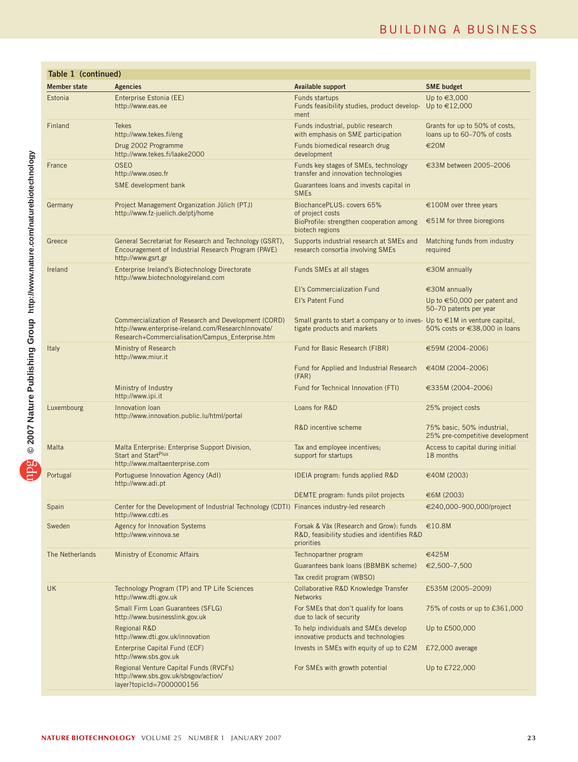**Table 1 (continued)**

| Member state | Agencies | Available support | SME budget |
|---|---|---|---|
| Estonia | Enterprise Estonia (EE) http://www.eas.ee | Funds startups | Up to €3,000 |
| | | Funds feasibility studies, product development | Up to €12,000 |
| Finland | Tekes http://www.tekes.fi/eng | Funds industrial, public research with emphasis on SME participation | Grants for up to 50% of costs, loans up to 60–70% of costs |
| | Drug 2002 Programme http://www.tekes.fi/laake2000 | Funds biomedical research drug development | €20M |
| France | OSEO http://www.oseo.fr | Funds key stages of SMEs, technology transfer and innovation technologies | €33M between 2005–2006 |
| | SME development bank | Guarantees loans and invests capital in SMEs | |
| Germany | Project Management Organization Jülich (PTJ) http://www.fz-juelich.de/ptj/home | BiochancePLUS: covers 65% of project costs | €100M over three years |
| | | BioProfile: strengthen cooperation among biotech regions | €51M for three bioregions |
| Greece | General Secretariat for Research and Technology (GSRT), Encouragement of Industrial Research Program (PAVE) http://www.gsrt.gr | Supports industrial research at SMEs and research consortia involving SMEs | Matching funds from industry required |
| Ireland | Enterprise Ireland's Biotechnology Directorate http://www.biotechnologyireland.com | Funds SMEs at all stages | €30M annually |
| | | EI's Commercialization Fund | €30M annually |
| | | EI's Patent Fund | Up to €50,000 per patent and 50–70 patents per year |
| | Commercialization of Research and Development (CORD) http://www.enterprise-ireland.com/ResearchInnovate/Research+Commercialisation/Campus_Enterprise.htm | Small grants to start a company or to investigate products and markets | Up to €1M in venture capital, 50% costs or €38,000 in loans |
| Italy | Ministry of Research http://www.miur.it | Fund for Basic Research (FIBR) | €59M (2004–2006) |
| | | Fund for Applied and Industrial Research (FAR) | €40M (2004–2006) |
| | Ministry of Industry http://www.ipi.it | Fund for Technical Innovation (FTI) | €335M (2004–2006) |
| Luxembourg | Innovation loan http://www.innovation.public.lu/html/portal | Loans for R&D | 25% project costs |
| | | R&D incentive scheme | 75% basic, 50% industrial, 25% pre-competitive development |
| Malta | Malta Enterprise: Enterprise Support Division, Start and Start[Plus] http://www.maltaenterprise.com | Tax and employee incentives; support for startups | Access to capital during initial 18 months |
| Portugal | Portuguese Innovation Agency (AdI) http://www.adi.pt | IDEIA program: funds applied R&D | €40M (2003) |
| | | DEMTE program: funds pilot projects | €6M (2003) |
| Spain | Center for the Development of Industrial Technology (CDTI) http://www.cdti.es | Finances industry-led research | €240,000–900,000/project |
| Sweden | Agency for Innovation Systems http://www.vinnova.se | Forsak & Växt (Research and Grow): funds R&D, feasibility studies and identifies R&D priorities | €10.8M |
| The Netherlands | Ministry of Economic Affairs | Technopartner program | €425M |
| | | Guarantees bank loans (BBMBK scheme) | €2,500–7,500 |
| | | Tax credit program (WBSO) | |
| UK | Technology Program (TP) and TP Life Sciences http://www.dti.gov.uk | Collaborative R&D Knowledge Transfer Networks | £535M (2005–2009) |
| | Small Firm Loan Guarantees (SFLG) http://www.businesslink.gov.uk | For SMEs that don't qualify for loans due to lack of security | 75% of costs or up to £361,000 |
| | Regional R&D http://www.dti.gov.uk/innovation | To help individuals and SMEs develop innovative products and technologies | Up to £500,000 |
| | Enterprise Capital Fund (ECF) http://www.sbs.gov.uk | Invests in SMEs with equity of up to £2M | £72,000 average |
| | Regional Venture Capital Funds (RVCFs) http://www.sbs.gov.uk/sbsgov/action/layer?topicId=7000000156 | For SMEs with growth potential | Up to £722,000 |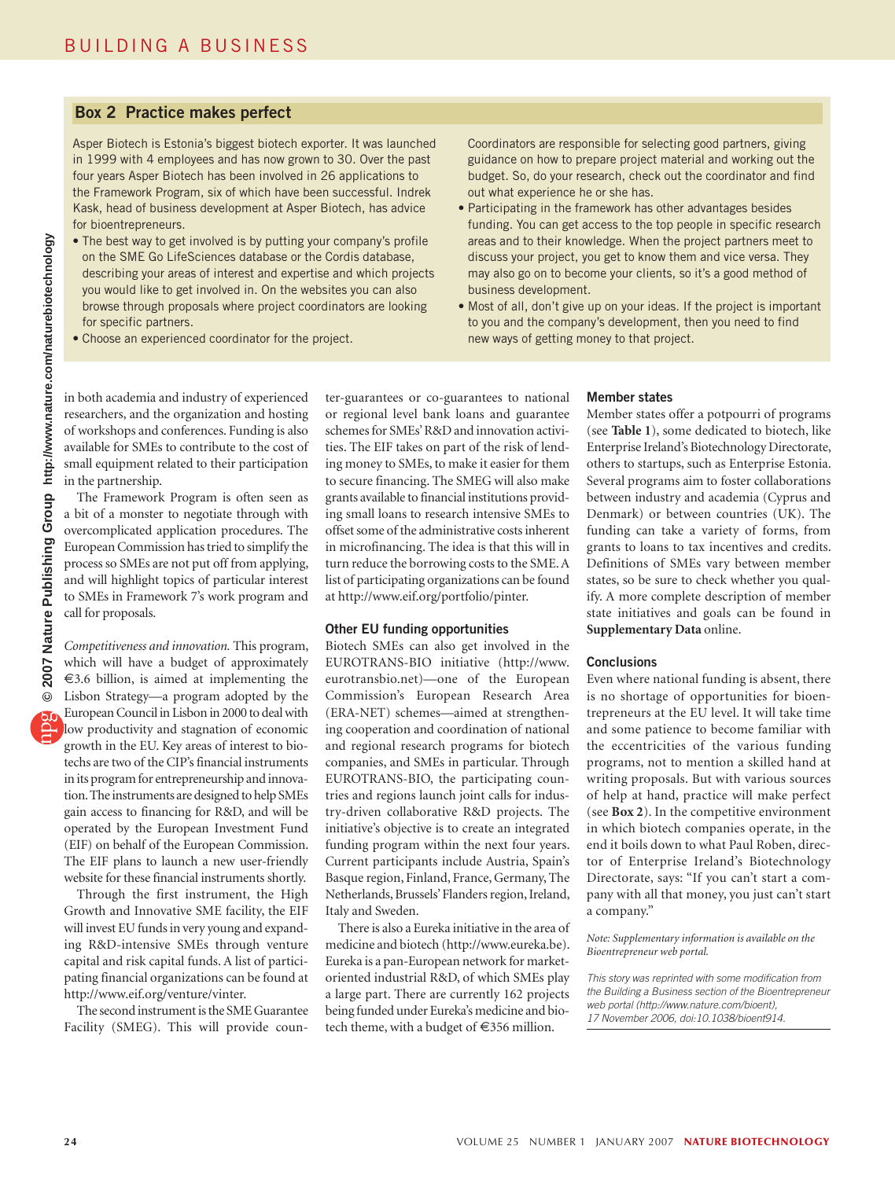## Box 2 Practice makes perfect

Asper Biotech is Estonia's biggest biotech exporter. It was launched in 1999 with 4 employees and has now grown to 30. Over the past four years Asper Biotech has been involved in 26 applications to the Framework Program, six of which have been successful. Indrek Kask, head of business development at Asper Biotech, has advice for bioentrepreneurs.

- The best way to get involved is by putting your company's profile on the SME Go LifeSciences database or the Cordis database, describing your areas of interest and expertise and which projects you would like to get involved in. On the websites you can also browse through proposals where project coordinators are looking for specific partners.
- Choose an experienced coordinator for the project. Coordinators are responsible for selecting good partners, giving guidance on how to prepare project material and working out the budget. So, do your research, check out the coordinator and find out what experience he or she has.
- Participating in the framework has other advantages besides funding. You can get access to the top people in specific research areas and to their knowledge. When the project partners meet to discuss your project, you get to know them and vice versa. They may also go on to become your clients, so it's a good method of business development.
- Most of all, don't give up on your ideas. If the project is important to you and the company's development, then you need to find new ways of getting money to that project.

in both academia and industry of experienced researchers, and the organization and hosting of workshops and conferences. Funding is also available for SMEs to contribute to the cost of small equipment related to their participation in the partnership.

The Framework Program is often seen as a bit of a monster to negotiate through with overcomplicated application procedures. The European Commission has tried to simplify the process so SMEs are not put off from applying, and will highlight topics of particular interest to SMEs in Framework 7's work program and call for proposals.

*Competitiveness and innovation.* This program, which will have a budget of approximately €3.6 billion, is aimed at implementing the Lisbon Strategy—a program adopted by the European Council in Lisbon in 2000 to deal with low productivity and stagnation of economic growth in the EU. Key areas of interest to biotechs are two of the CIP's financial instruments in its program for entrepreneurship and innovation. The instruments are designed to help SMEs gain access to financing for R&D, and will be operated by the European Investment Fund (EIF) on behalf of the European Commission. The EIF plans to launch a new user-friendly website for these financial instruments shortly.

Through the first instrument, the High Growth and Innovative SME facility, the EIF will invest EU funds in very young and expanding R&D-intensive SMEs through venture capital and risk capital funds. A list of participating financial organizations can be found at http://www.eif.org/venture/vinter.

The second instrument is the SME Guarantee Facility (SMEG). This will provide counter-guarantees or co-guarantees to national or regional level bank loans and guarantee schemes for SMEs' R&D and innovation activities. The EIF takes on part of the risk of lending money to SMEs, to make it easier for them to secure financing. The SMEG will also make grants available to financial institutions providing small loans to research intensive SMEs to offset some of the administrative costs inherent in microfinancing. The idea is that this will in turn reduce the borrowing costs to the SME. A list of participating organizations can be found at http://www.eif.org/portfolio/pinter.

### Other EU funding opportunities

Biotech SMEs can also get involved in the EUROTRANS-BIO initiative (http://www.eurotransbio.net)—one of the European Commission's European Research Area (ERA-NET) schemes—aimed at strengthening cooperation and coordination of national and regional research programs for biotech companies, and SMEs in particular. Through EUROTRANS-BIO, the participating countries and regions launch joint calls for industry-driven collaborative R&D projects. The initiative's objective is to create an integrated funding program within the next four years. Current participants include Austria, Spain's Basque region, Finland, France, Germany, The Netherlands, Brussels' Flanders region, Ireland, Italy and Sweden.

There is also a Eureka initiative in the area of medicine and biotech (http://www.eureka.be). Eureka is a pan-European network for market-oriented industrial R&D, of which SMEs play a large part. There are currently 162 projects being funded under Eureka's medicine and biotech theme, with a budget of €356 million.

### Member states

Member states offer a potpourri of programs (see **Table 1**), some dedicated to biotech, like Enterprise Ireland's Biotechnology Directorate, others to startups, such as Enterprise Estonia. Several programs aim to foster collaborations between industry and academia (Cyprus and Denmark) or between countries (UK). The funding can take a variety of forms, from grants to loans to tax incentives and credits. Definitions of SMEs vary between member states, so be sure to check whether you qualify. A more complete description of member state initiatives and goals can be found in **Supplementary Data** online.

### Conclusions

Even where national funding is absent, there is no shortage of opportunities for bioentrepreneurs at the EU level. It will take time and some patience to become familiar with the eccentricities of the various funding programs, not to mention a skilled hand at writing proposals. But with various sources of help at hand, practice will make perfect (see **Box 2**). In the competitive environment in which biotech companies operate, in the end it boils down to what Paul Roben, director of Enterprise Ireland's Biotechnology Directorate, says: "If you can't start a company with all that money, you just can't start a company."

*Note: Supplementary information is available on the Bioentrepreneur web portal.*

*This story was reprinted with some modification from the Building a Business section of the Bioentrepreneur web portal (http://www.nature.com/bioent), 17 November 2006, doi:10.1038/bioent914.*